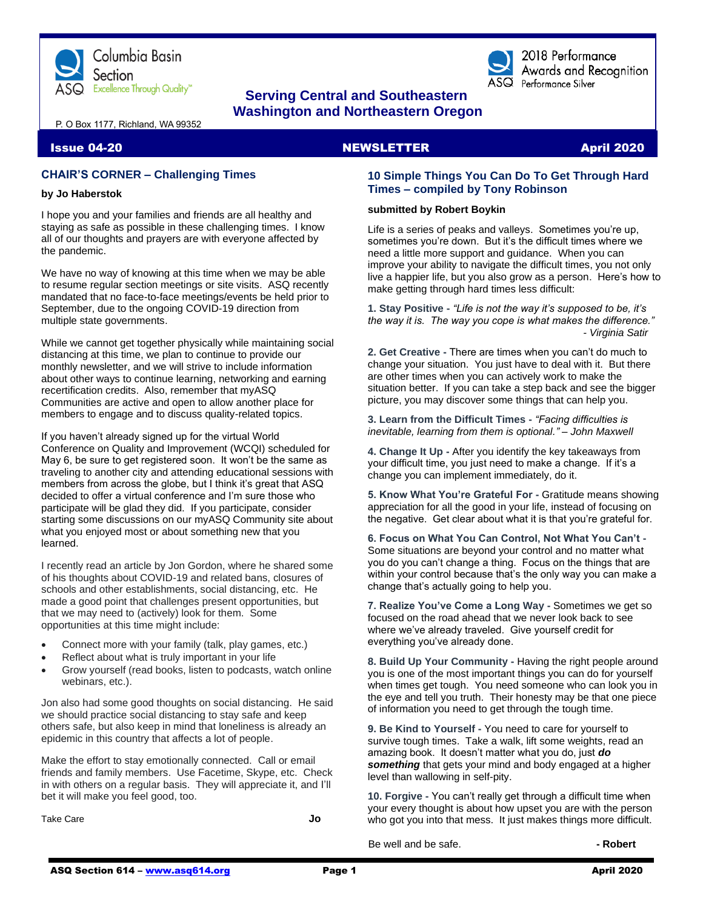Columbia Basin Section
ASQ Excellence Through Quality™

2018 Performance Awards and Recognition
ASQ Performance Silver

**Serving Central and Southeastern Washington and Northeastern Oregon**

P. O Box 1177, Richland, WA 99352

**Issue 04-20 | NEWSLETTER | April 2020**

## CHAIR'S CORNER – Challenging Times

**by Jo Haberstok**

I hope you and your families and friends are all healthy and staying as safe as possible in these challenging times. I know all of our thoughts and prayers are with everyone affected by the pandemic.

We have no way of knowing at this time when we may be able to resume regular section meetings or site visits. ASQ recently mandated that no face-to-face meetings/events be held prior to September, due to the ongoing COVID-19 direction from multiple state governments.

While we cannot get together physically while maintaining social distancing at this time, we plan to continue to provide our monthly newsletter, and we will strive to include information about other ways to continue learning, networking and earning recertification credits. Also, remember that myASQ Communities are active and open to allow another place for members to engage and to discuss quality-related topics.

If you haven't already signed up for the virtual World Conference on Quality and Improvement (WCQI) scheduled for May 6, be sure to get registered soon. It won't be the same as traveling to another city and attending educational sessions with members from across the globe, but I think it's great that ASQ decided to offer a virtual conference and I'm sure those who participate will be glad they did. If you participate, consider starting some discussions on our myASQ Community site about what you enjoyed most or about something new that you learned.

I recently read an article by Jon Gordon, where he shared some of his thoughts about COVID-19 and related bans, closures of schools and other establishments, social distancing, etc. He made a good point that challenges present opportunities, but that we may need to (actively) look for them. Some opportunities at this time might include:

- Connect more with your family (talk, play games, etc.)
- Reflect about what is truly important in your life
- Grow yourself (read books, listen to podcasts, watch online webinars, etc.).

Jon also had some good thoughts on social distancing. He said we should practice social distancing to stay safe and keep others safe, but also keep in mind that loneliness is already an epidemic in this country that affects a lot of people.

Make the effort to stay emotionally connected. Call or email friends and family members. Use Facetime, Skype, etc. Check in with others on a regular basis. They will appreciate it, and I'll bet it will make you feel good, too.

Take Care **Jo**

## 10 Simple Things You Can Do To Get Through Hard Times – compiled by Tony Robinson

**submitted by Robert Boykin**

Life is a series of peaks and valleys. Sometimes you're up, sometimes you're down. But it's the difficult times where we need a little more support and guidance. When you can improve your ability to navigate the difficult times, you not only live a happier life, but you also grow as a person. Here's how to make getting through hard times less difficult:

**1. Stay Positive -** *"Life is not the way it's supposed to be, it's the way it is. The way you cope is what makes the difference."* *- Virginia Satir*

**2. Get Creative -** There are times when you can't do much to change your situation. You just have to deal with it. But there are other times when you can actively work to make the situation better. If you can take a step back and see the bigger picture, you may discover some things that can help you.

**3. Learn from the Difficult Times -** *"Facing difficulties is inevitable, learning from them is optional." – John Maxwell*

**4. Change It Up -** After you identify the key takeaways from your difficult time, you just need to make a change. If it's a change you can implement immediately, do it.

**5. Know What You're Grateful For -** Gratitude means showing appreciation for all the good in your life, instead of focusing on the negative. Get clear about what it is that you're grateful for.

**6. Focus on What You Can Control, Not What You Can't -** Some situations are beyond your control and no matter what you do you can't change a thing. Focus on the things that are within your control because that's the only way you can make a change that's actually going to help you.

**7. Realize You've Come a Long Way -** Sometimes we get so focused on the road ahead that we never look back to see where we've already traveled. Give yourself credit for everything you've already done.

**8. Build Up Your Community -** Having the right people around you is one of the most important things you can do for yourself when times get tough. You need someone who can look you in the eye and tell you truth. Their honesty may be that one piece of information you need to get through the tough time.

**9. Be Kind to Yourself -** You need to care for yourself to survive tough times. Take a walk, lift some weights, read an amazing book. It doesn't matter what you do, just ***do something*** that gets your mind and body engaged at a higher level than wallowing in self-pity.

**10. Forgive -** You can't really get through a difficult time when your every thought is about how upset you are with the person who got you into that mess. It just makes things more difficult.

Be well and be safe. **- Robert**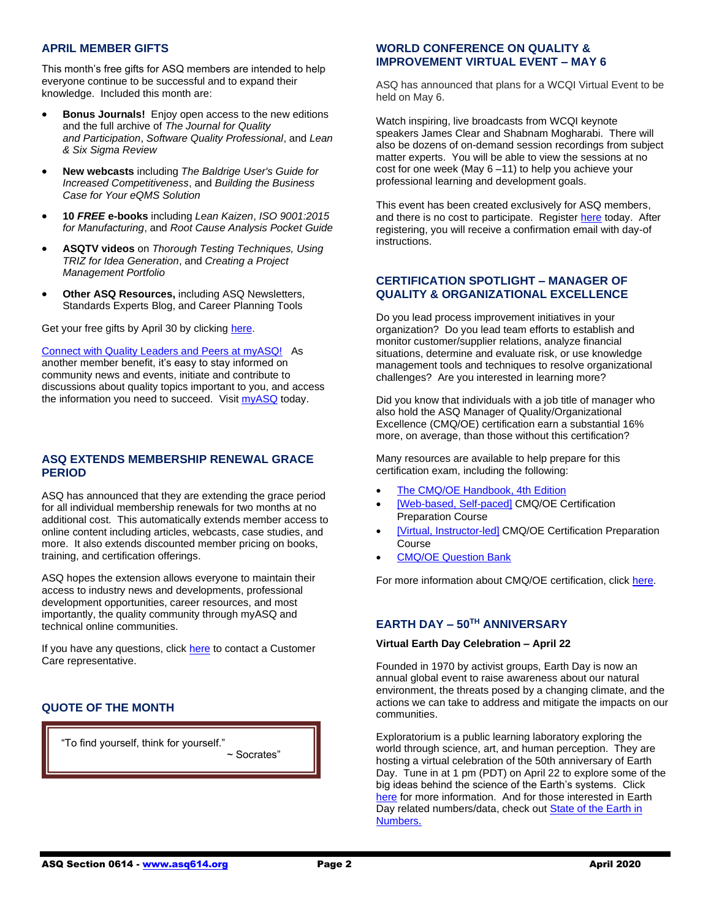## APRIL MEMBER GIFTS

This month's free gifts for ASQ members are intended to help everyone continue to be successful and to expand their knowledge. Included this month are:

- **Bonus Journals!** Enjoy open access to the new editions and the full archive of *The Journal for Quality and Participation*, *Software Quality Professional*, and *Lean & Six Sigma Review*
- **New webcasts** including *The Baldrige User's Guide for Increased Competitiveness*, and *Building the Business Case for Your eQMS Solution*
- **10 *FREE* e-books** including *Lean Kaizen*, *ISO 9001:2015 for Manufacturing*, and *Root Cause Analysis Pocket Guide*
- **ASQTV videos** on *Thorough Testing Techniques, Using TRIZ for Idea Generation*, and *Creating a Project Management Portfolio*
- **Other ASQ Resources,** including ASQ Newsletters, Standards Experts Blog, and Career Planning Tools

Get your free gifts by April 30 by clicking here.

Connect with Quality Leaders and Peers at myASQ! As another member benefit, it's easy to stay informed on community news and events, initiate and contribute to discussions about quality topics important to you, and access the information you need to succeed. Visit myASQ today.

## ASQ EXTENDS MEMBERSHIP RENEWAL GRACE PERIOD

ASQ has announced that they are extending the grace period for all individual membership renewals for two months at no additional cost. This automatically extends member access to online content including articles, webcasts, case studies, and more. It also extends discounted member pricing on books, training, and certification offerings.

ASQ hopes the extension allows everyone to maintain their access to industry news and developments, professional development opportunities, career resources, and most importantly, the quality community through myASQ and technical online communities.

If you have any questions, click here to contact a Customer Care representative.

## QUOTE OF THE MONTH

> "To find yourself, think for yourself."
> ~ Socrates"

## WORLD CONFERENCE ON QUALITY & IMPROVEMENT VIRTUAL EVENT – MAY 6

ASQ has announced that plans for a WCQI Virtual Event to be held on May 6.

Watch inspiring, live broadcasts from WCQI keynote speakers James Clear and Shabnam Mogharabi. There will also be dozens of on-demand session recordings from subject matter experts. You will be able to view the sessions at no cost for one week (May 6 –11) to help you achieve your professional learning and development goals.

This event has been created exclusively for ASQ members, and there is no cost to participate. Register here today. After registering, you will receive a confirmation email with day-of instructions.

## CERTIFICATION SPOTLIGHT – MANAGER OF QUALITY & ORGANIZATIONAL EXCELLENCE

Do you lead process improvement initiatives in your organization? Do you lead team efforts to establish and monitor customer/supplier relations, analyze financial situations, determine and evaluate risk, or use knowledge management tools and techniques to resolve organizational challenges? Are you interested in learning more?

Did you know that individuals with a job title of manager who also hold the ASQ Manager of Quality/Organizational Excellence (CMQ/OE) certification earn a substantial 16% more, on average, than those without this certification?

Many resources are available to help prepare for this certification exam, including the following:

- The CMQ/OE Handbook, 4th Edition
- [Web-based, Self-paced] CMQ/OE Certification Preparation Course
- [Virtual, Instructor-led] CMQ/OE Certification Preparation Course
- CMQ/OE Question Bank

For more information about CMQ/OE certification, click here.

## EARTH DAY – 50TH ANNIVERSARY

**Virtual Earth Day Celebration – April 22**

Founded in 1970 by activist groups, Earth Day is now an annual global event to raise awareness about our natural environment, the threats posed by a changing climate, and the actions we can take to address and mitigate the impacts on our communities.

Exploratorium is a public learning laboratory exploring the world through science, art, and human perception. They are hosting a virtual celebration of the 50th anniversary of Earth Day. Tune in at 1 pm (PDT) on April 22 to explore some of the big ideas behind the science of the Earth's systems. Click here for more information. And for those interested in Earth Day related numbers/data, check out State of the Earth in Numbers.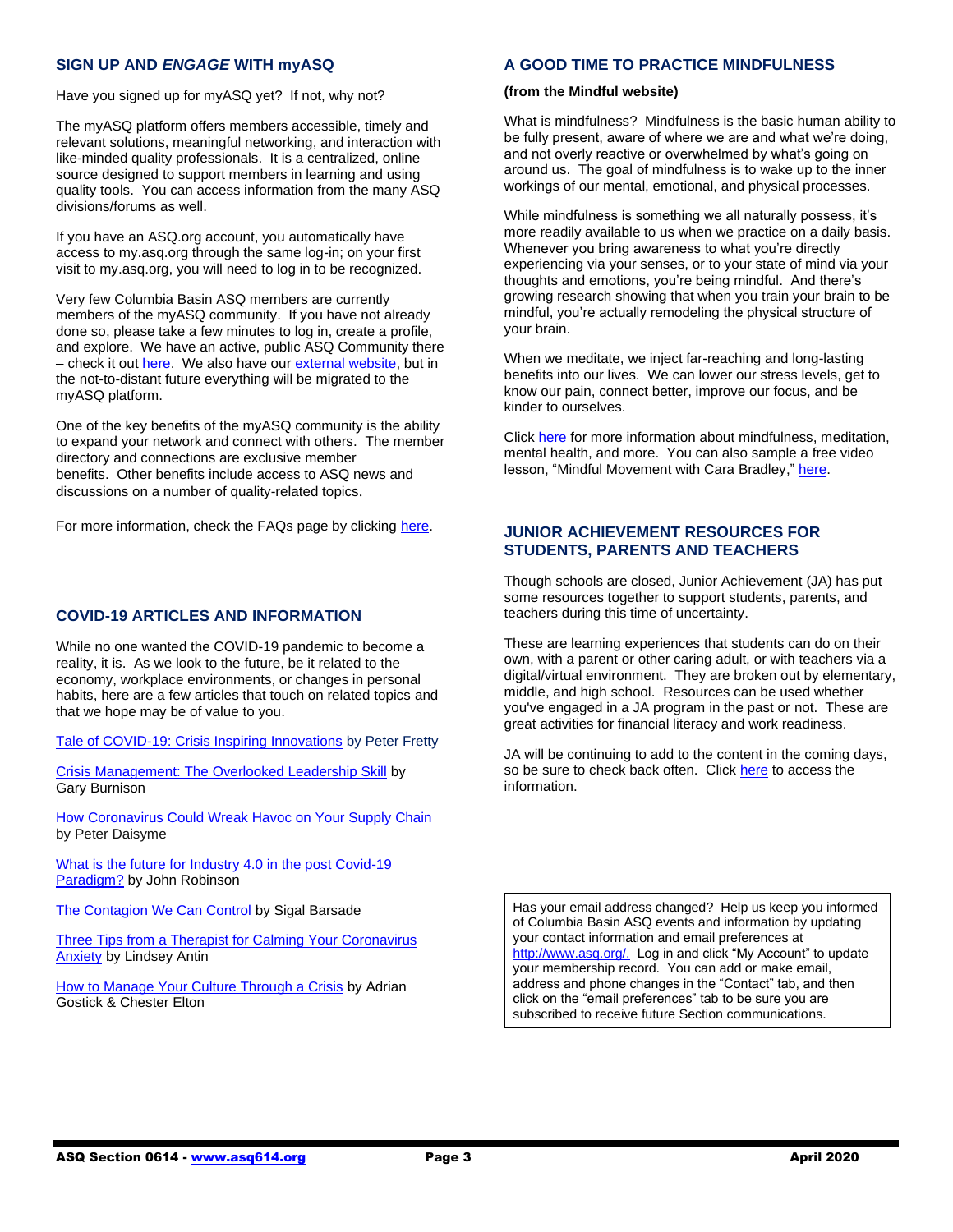## SIGN UP AND *ENGAGE* WITH myASQ

Have you signed up for myASQ yet? If not, why not?

The myASQ platform offers members accessible, timely and relevant solutions, meaningful networking, and interaction with like-minded quality professionals. It is a centralized, online source designed to support members in learning and using quality tools. You can access information from the many ASQ divisions/forums as well.

If you have an ASQ.org account, you automatically have access to my.asq.org through the same log-in; on your first visit to my.asq.org, you will need to log in to be recognized.

Very few Columbia Basin ASQ members are currently members of the myASQ community. If you have not already done so, please take a few minutes to log in, create a profile, and explore. We have an active, public ASQ Community there – check it out here. We also have our external website, but in the not-to-distant future everything will be migrated to the myASQ platform.

One of the key benefits of the myASQ community is the ability to expand your network and connect with others. The member directory and connections are exclusive member benefits. Other benefits include access to ASQ news and discussions on a number of quality-related topics.

For more information, check the FAQs page by clicking here.

## COVID-19 ARTICLES AND INFORMATION

While no one wanted the COVID-19 pandemic to become a reality, it is. As we look to the future, be it related to the economy, workplace environments, or changes in personal habits, here are a few articles that touch on related topics and that we hope may be of value to you.

Tale of COVID-19: Crisis Inspiring Innovations by Peter Fretty

Crisis Management: The Overlooked Leadership Skill by Gary Burnison

How Coronavirus Could Wreak Havoc on Your Supply Chain by Peter Daisyme

What is the future for Industry 4.0 in the post Covid-19 Paradigm? by John Robinson

The Contagion We Can Control by Sigal Barsade

Three Tips from a Therapist for Calming Your Coronavirus Anxiety by Lindsey Antin

How to Manage Your Culture Through a Crisis by Adrian Gostick & Chester Elton

## A GOOD TIME TO PRACTICE MINDFULNESS

**(from the Mindful website)**

What is mindfulness? Mindfulness is the basic human ability to be fully present, aware of where we are and what we're doing, and not overly reactive or overwhelmed by what's going on around us. The goal of mindfulness is to wake up to the inner workings of our mental, emotional, and physical processes.

While mindfulness is something we all naturally possess, it's more readily available to us when we practice on a daily basis. Whenever you bring awareness to what you're directly experiencing via your senses, or to your state of mind via your thoughts and emotions, you're being mindful. And there's growing research showing that when you train your brain to be mindful, you're actually remodeling the physical structure of your brain.

When we meditate, we inject far-reaching and long-lasting benefits into our lives. We can lower our stress levels, get to know our pain, connect better, improve our focus, and be kinder to ourselves.

Click here for more information about mindfulness, meditation, mental health, and more. You can also sample a free video lesson, "Mindful Movement with Cara Bradley," here.

## JUNIOR ACHIEVEMENT RESOURCES FOR STUDENTS, PARENTS AND TEACHERS

Though schools are closed, Junior Achievement (JA) has put some resources together to support students, parents, and teachers during this time of uncertainty.

These are learning experiences that students can do on their own, with a parent or other caring adult, or with teachers via a digital/virtual environment. They are broken out by elementary, middle, and high school. Resources can be used whether you've engaged in a JA program in the past or not. These are great activities for financial literacy and work readiness.

JA will be continuing to add to the content in the coming days, so be sure to check back often. Click here to access the information.

Has your email address changed? Help us keep you informed of Columbia Basin ASQ events and information by updating your contact information and email preferences at http://www.asq.org/. Log in and click "My Account" to update your membership record. You can add or make email, address and phone changes in the "Contact" tab, and then click on the "email preferences" tab to be sure you are subscribed to receive future Section communications.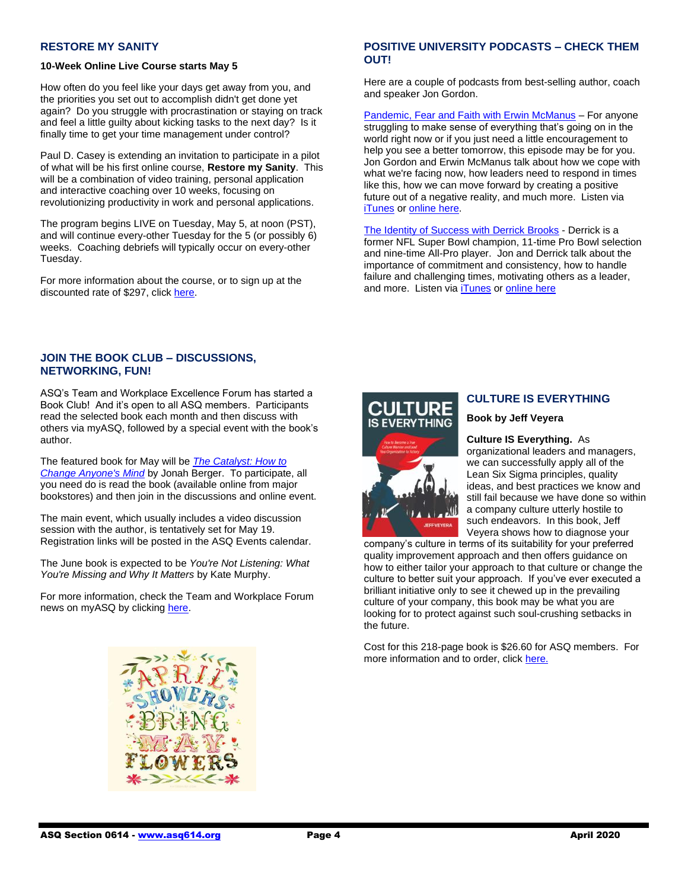## RESTORE MY SANITY

**10-Week Online Live Course starts May 5**

How often do you feel like your days get away from you, and the priorities you set out to accomplish didn't get done yet again? Do you struggle with procrastination or staying on track and feel a little guilty about kicking tasks to the next day? Is it finally time to get your time management under control?

Paul D. Casey is extending an invitation to participate in a pilot of what will be his first online course, **Restore my Sanity**. This will be a combination of video training, personal application and interactive coaching over 10 weeks, focusing on revolutionizing productivity in work and personal applications.

The program begins LIVE on Tuesday, May 5, at noon (PST), and will continue every-other Tuesday for the 5 (or possibly 6) weeks. Coaching debriefs will typically occur on every-other Tuesday.

For more information about the course, or to sign up at the discounted rate of $297, click here.

## POSITIVE UNIVERSITY PODCASTS – CHECK THEM OUT!

Here are a couple of podcasts from best-selling author, coach and speaker Jon Gordon.

Pandemic, Fear and Faith with Erwin McManus – For anyone struggling to make sense of everything that's going on in the world right now or if you just need a little encouragement to help you see a better tomorrow, this episode may be for you. Jon Gordon and Erwin McManus talk about how we cope with what we're facing now, how leaders need to respond in times like this, how we can move forward by creating a positive future out of a negative reality, and much more. Listen via iTunes or online here.

The Identity of Success with Derrick Brooks - Derrick is a former NFL Super Bowl champion, 11-time Pro Bowl selection and nine-time All-Pro player. Jon and Derrick talk about the importance of commitment and consistency, how to handle failure and challenging times, motivating others as a leader, and more. Listen via iTunes or online here

## JOIN THE BOOK CLUB – DISCUSSIONS, NETWORKING, FUN!

ASQ's Team and Workplace Excellence Forum has started a Book Club! And it's open to all ASQ members. Participants read the selected book each month and then discuss with others via myASQ, followed by a special event with the book's author.

The featured book for May will be *The Catalyst: How to Change Anyone's Mind* by Jonah Berger. To participate, all you need do is read the book (available online from major bookstores) and then join in the discussions and online event.

The main event, which usually includes a video discussion session with the author, is tentatively set for May 19. Registration links will be posted in the ASQ Events calendar.

The June book is expected to be *You're Not Listening: What You're Missing and Why It Matters* by Kate Murphy.

For more information, check the Team and Workplace Forum news on myASQ by clicking here.

## CULTURE IS EVERYTHING

**Book by Jeff Veyera**

**Culture IS Everything.** As organizational leaders and managers, we can successfully apply all of the Lean Six Sigma principles, quality ideas, and best practices we know and still fail because we have done so within a company culture utterly hostile to such endeavors. In this book, Jeff Veyera shows how to diagnose your company's culture in terms of its suitability for your preferred quality improvement approach and then offers guidance on how to either tailor your approach to that culture or change the culture to better suit your approach. If you've ever executed a brilliant initiative only to see it chewed up in the prevailing culture of your company, this book may be what you are looking for to protect against such soul-crushing setbacks in the future.

Cost for this 218-page book is $26.60 for ASQ members. For more information and to order, click here.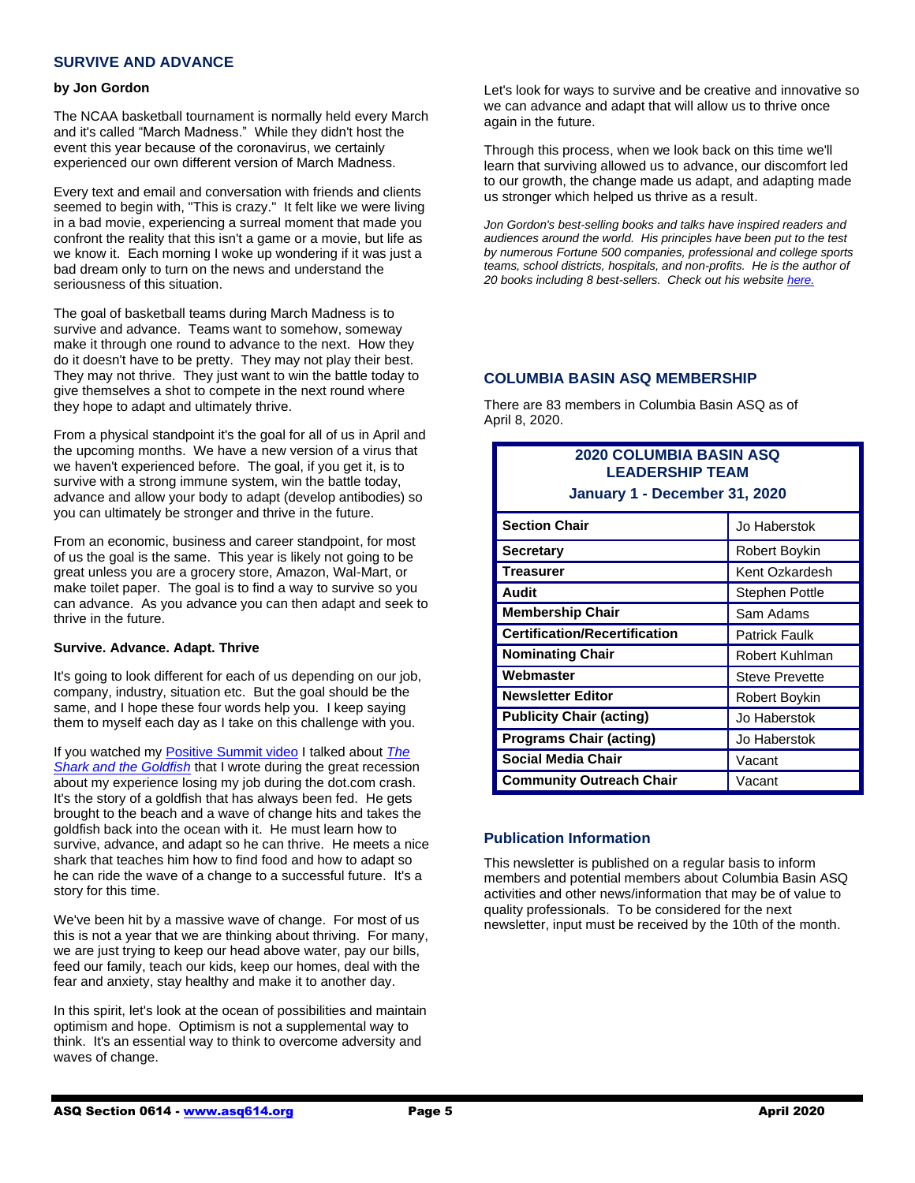## SURVIVE AND ADVANCE

**by Jon Gordon**

The NCAA basketball tournament is normally held every March and it's called "March Madness." While they didn't host the event this year because of the coronavirus, we certainly experienced our own different version of March Madness.

Every text and email and conversation with friends and clients seemed to begin with, "This is crazy." It felt like we were living in a bad movie, experiencing a surreal moment that made you confront the reality that this isn't a game or a movie, but life as we know it. Each morning I woke up wondering if it was just a bad dream only to turn on the news and understand the seriousness of this situation.

The goal of basketball teams during March Madness is to survive and advance. Teams want to somehow, someway make it through one round to advance to the next. How they do it doesn't have to be pretty. They may not play their best. They may not thrive. They just want to win the battle today to give themselves a shot to compete in the next round where they hope to adapt and ultimately thrive.

From a physical standpoint it's the goal for all of us in April and the upcoming months. We have a new version of a virus that we haven't experienced before. The goal, if you get it, is to survive with a strong immune system, win the battle today, advance and allow your body to adapt (develop antibodies) so you can ultimately be stronger and thrive in the future.

From an economic, business and career standpoint, for most of us the goal is the same. This year is likely not going to be great unless you are a grocery store, Amazon, Wal-Mart, or make toilet paper. The goal is to find a way to survive so you can advance. As you advance you can then adapt and seek to thrive in the future.

**Survive. Advance. Adapt. Thrive**

It's going to look different for each of us depending on our job, company, industry, situation etc. But the goal should be the same, and I hope these four words help you. I keep saying them to myself each day as I take on this challenge with you.

If you watched my Positive Summit video I talked about *The Shark and the Goldfish* that I wrote during the great recession about my experience losing my job during the dot.com crash. It's the story of a goldfish that has always been fed. He gets brought to the beach and a wave of change hits and takes the goldfish back into the ocean with it. He must learn how to survive, advance, and adapt so he can thrive. He meets a nice shark that teaches him how to find food and how to adapt so he can ride the wave of a change to a successful future. It's a story for this time.

We've been hit by a massive wave of change. For most of us this is not a year that we are thinking about thriving. For many, we are just trying to keep our head above water, pay our bills, feed our family, teach our kids, keep our homes, deal with the fear and anxiety, stay healthy and make it to another day.

In this spirit, let's look at the ocean of possibilities and maintain optimism and hope. Optimism is not a supplemental way to think. It's an essential way to think to overcome adversity and waves of change.

Let's look for ways to survive and be creative and innovative so we can advance and adapt that will allow us to thrive once again in the future.

Through this process, when we look back on this time we'll learn that surviving allowed us to advance, our discomfort led to our growth, the change made us adapt, and adapting made us stronger which helped us thrive as a result.

*Jon Gordon's best-selling books and talks have inspired readers and audiences around the world. His principles have been put to the test by numerous Fortune 500 companies, professional and college sports teams, school districts, hospitals, and non-profits. He is the author of 20 books including 8 best-sellers. Check out his website here.*

## COLUMBIA BASIN ASQ MEMBERSHIP

There are 83 members in Columbia Basin ASQ as of April 8, 2020.

**2020 COLUMBIA BASIN ASQ LEADERSHIP TEAM**
**January 1 - December 31, 2020**

| | |
|---|---|
| **Section Chair** | Jo Haberstok |
| **Secretary** | Robert Boykin |
| **Treasurer** | Kent Ozkardesh |
| **Audit** | Stephen Pottle |
| **Membership Chair** | Sam Adams |
| **Certification/Recertification** | Patrick Faulk |
| **Nominating Chair** | Robert Kuhlman |
| **Webmaster** | Steve Prevette |
| **Newsletter Editor** | Robert Boykin |
| **Publicity Chair (acting)** | Jo Haberstok |
| **Programs Chair (acting)** | Jo Haberstok |
| **Social Media Chair** | Vacant |
| **Community Outreach Chair** | Vacant |

## Publication Information

This newsletter is published on a regular basis to inform members and potential members about Columbia Basin ASQ activities and other news/information that may be of value to quality professionals. To be considered for the next newsletter, input must be received by the 10th of the month.